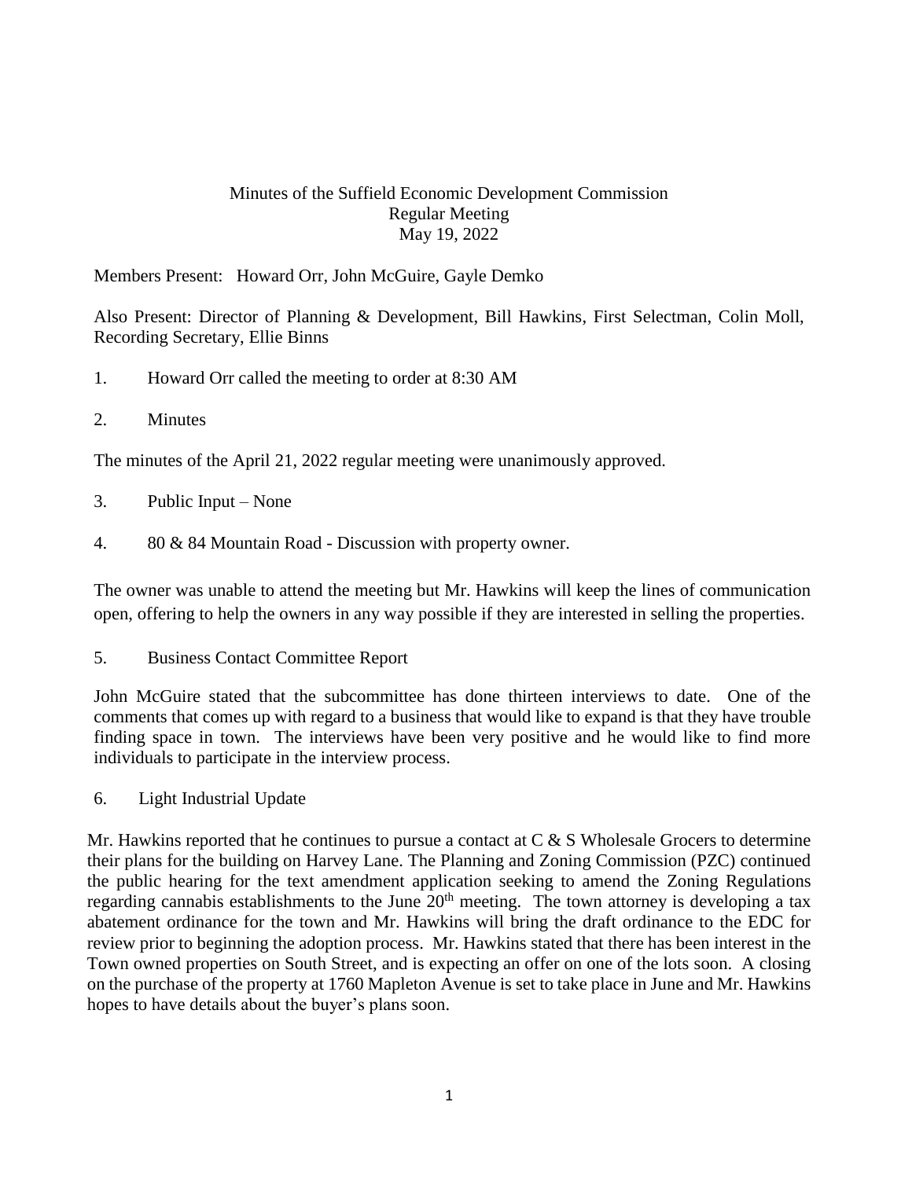# Minutes of the Suffield Economic Development Commission
## Regular Meeting
## May 19, 2022

Members Present: Howard Orr, John McGuire, Gayle Demko

Also Present: Director of Planning & Development, Bill Hawkins, First Selectman, Colin Moll, Recording Secretary, Ellie Binns

1. Howard Orr called the meeting to order at 8:30 AM

2. Minutes

The minutes of the April 21, 2022 regular meeting were unanimously approved.

3. Public Input – None

4. 80 & 84 Mountain Road - Discussion with property owner.

The owner was unable to attend the meeting but Mr. Hawkins will keep the lines of communication open, offering to help the owners in any way possible if they are interested in selling the properties.

5. Business Contact Committee Report

John McGuire stated that the subcommittee has done thirteen interviews to date. One of the comments that comes up with regard to a business that would like to expand is that they have trouble finding space in town. The interviews have been very positive and he would like to find more individuals to participate in the interview process.

6. Light Industrial Update

Mr. Hawkins reported that he continues to pursue a contact at C & S Wholesale Grocers to determine their plans for the building on Harvey Lane. The Planning and Zoning Commission (PZC) continued the public hearing for the text amendment application seeking to amend the Zoning Regulations regarding cannabis establishments to the June 20th meeting. The town attorney is developing a tax abatement ordinance for the town and Mr. Hawkins will bring the draft ordinance to the EDC for review prior to beginning the adoption process. Mr. Hawkins stated that there has been interest in the Town owned properties on South Street, and is expecting an offer on one of the lots soon. A closing on the purchase of the property at 1760 Mapleton Avenue is set to take place in June and Mr. Hawkins hopes to have details about the buyer's plans soon.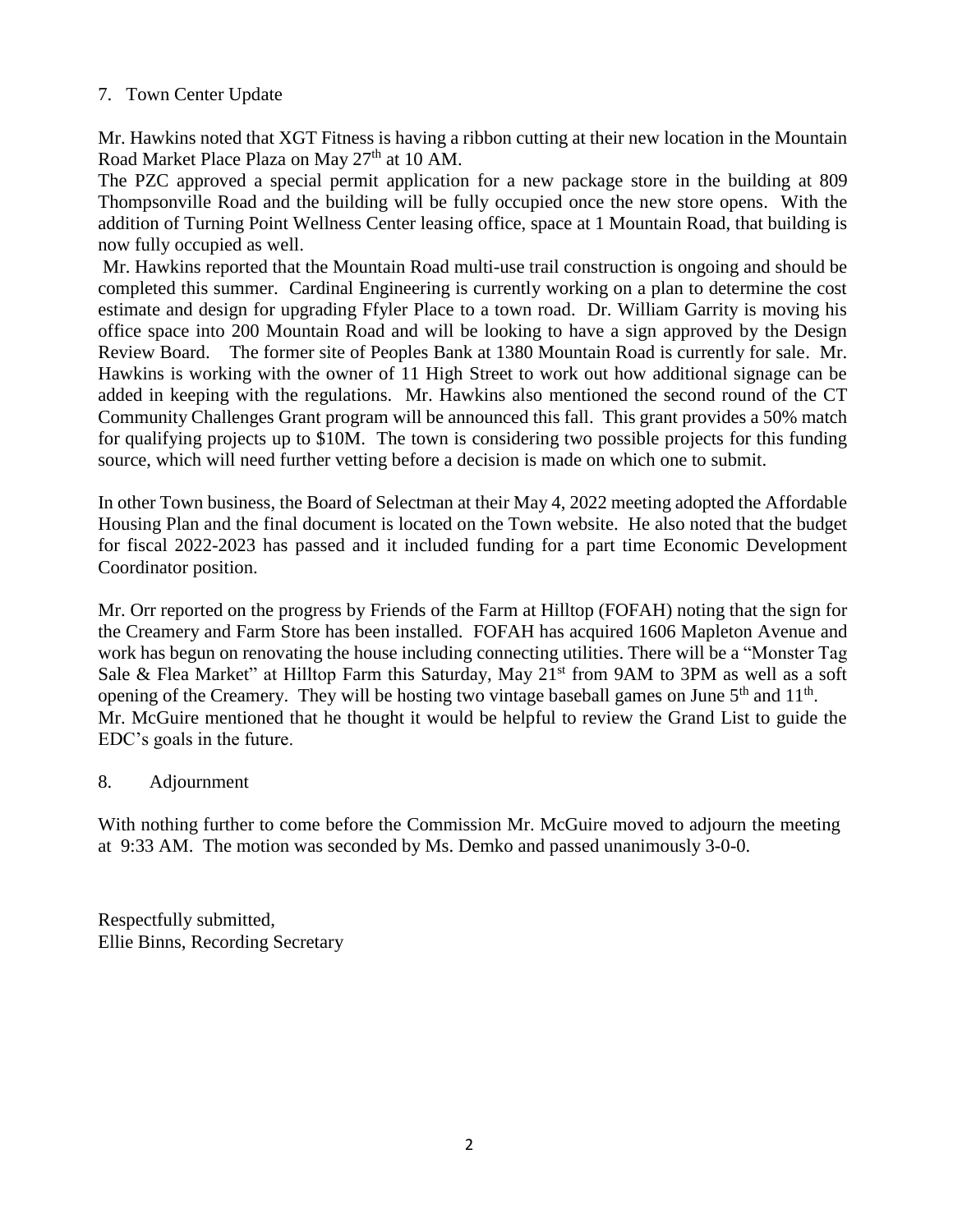7. Town Center Update

Mr. Hawkins noted that XGT Fitness is having a ribbon cutting at their new location in the Mountain Road Market Place Plaza on May 27th at 10 AM.
The PZC approved a special permit application for a new package store in the building at 809 Thompsonville Road and the building will be fully occupied once the new store opens. With the addition of Turning Point Wellness Center leasing office, space at 1 Mountain Road, that building is now fully occupied as well.
Mr. Hawkins reported that the Mountain Road multi-use trail construction is ongoing and should be completed this summer. Cardinal Engineering is currently working on a plan to determine the cost estimate and design for upgrading Ffyler Place to a town road. Dr. William Garrity is moving his office space into 200 Mountain Road and will be looking to have a sign approved by the Design Review Board. The former site of Peoples Bank at 1380 Mountain Road is currently for sale. Mr. Hawkins is working with the owner of 11 High Street to work out how additional signage can be added in keeping with the regulations. Mr. Hawkins also mentioned the second round of the CT Community Challenges Grant program will be announced this fall. This grant provides a 50% match for qualifying projects up to $10M. The town is considering two possible projects for this funding source, which will need further vetting before a decision is made on which one to submit.

In other Town business, the Board of Selectman at their May 4, 2022 meeting adopted the Affordable Housing Plan and the final document is located on the Town website. He also noted that the budget for fiscal 2022-2023 has passed and it included funding for a part time Economic Development Coordinator position.

Mr. Orr reported on the progress by Friends of the Farm at Hilltop (FOFAH) noting that the sign for the Creamery and Farm Store has been installed. FOFAH has acquired 1606 Mapleton Avenue and work has begun on renovating the house including connecting utilities. There will be a "Monster Tag Sale & Flea Market" at Hilltop Farm this Saturday, May 21st from 9AM to 3PM as well as a soft opening of the Creamery. They will be hosting two vintage baseball games on June 5th and 11th.
Mr. McGuire mentioned that he thought it would be helpful to review the Grand List to guide the EDC's goals in the future.

8. Adjournment

With nothing further to come before the Commission Mr. McGuire moved to adjourn the meeting at 9:33 AM. The motion was seconded by Ms. Demko and passed unanimously 3-0-0.

Respectfully submitted,
Ellie Binns, Recording Secretary